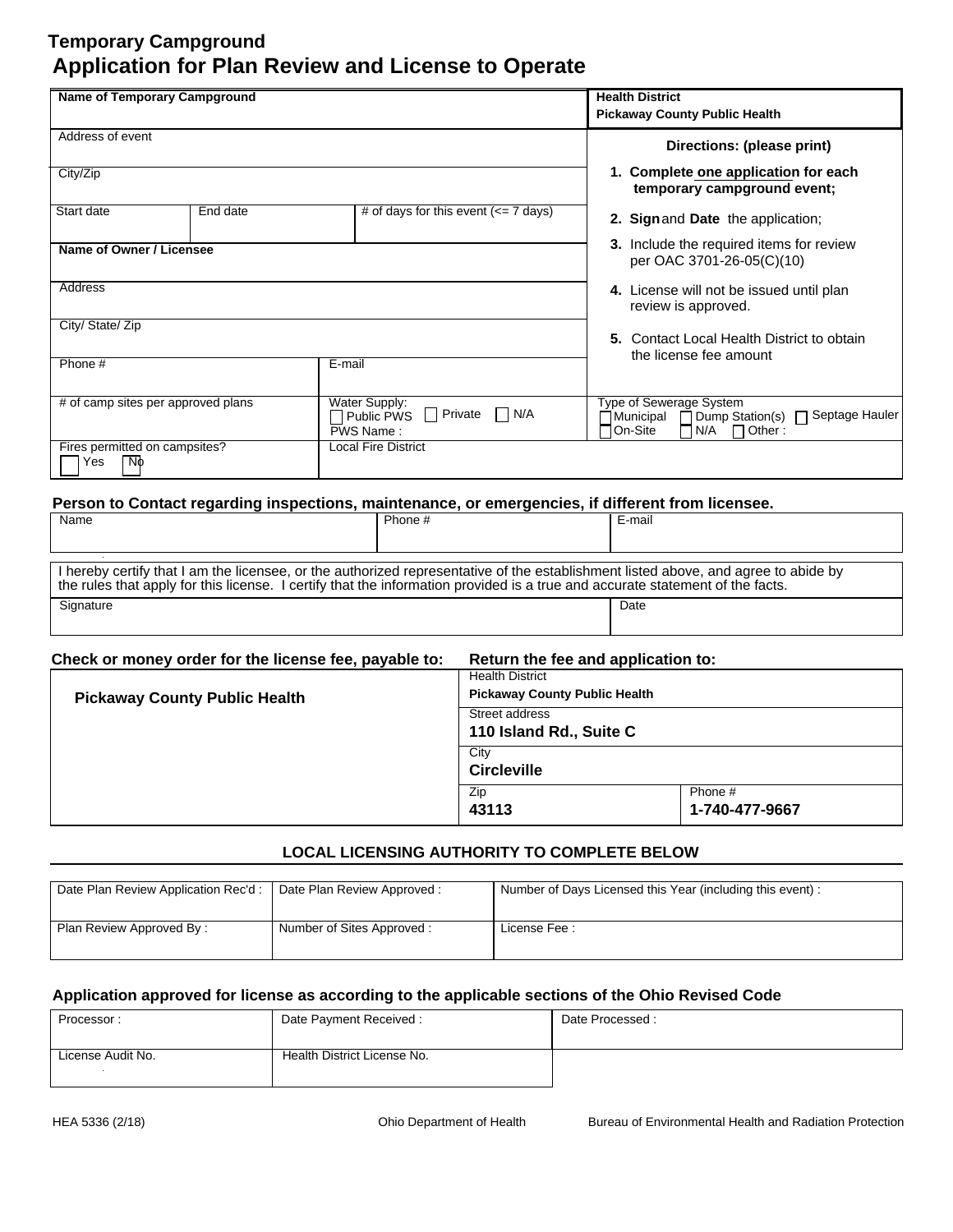# Temporary Campground

## Application for Plan Review and License to Operate

| Name of Temporary Campground | | | Health District<br>**Pickaway County Public Health** |
|---|---|---|---|
| Address of event | | | **Directions: (please print)** |
| City/Zip | | | **1. Complete one application for each temporary campground event;** |
| Start date | End date | # of days for this event (<= 7 days) | **2. Sign** and **Date** the application; |
| **Name of Owner / Licensee** | | | **3.** Include the required items for review per OAC 3701-26-05(C)(10) |
| Address | | | **4.** License will not be issued until plan review is approved. |
| City/ State/ Zip | | | **5.** Contact Local Health District to obtain the license fee amount |
| Phone # | | E-mail | |
| # of camp sites per approved plans | | Water Supply: ☐ Public PWS ☐ Private ☐ N/A<br>PWS Name : | Type of Sewerage System<br>☐ Municipal ☐ Dump Station(s) ☐ Septage Hauler<br>☐ On-Site ☐ N/A ☐ Other : |
| Fires permitted on campsites?<br>☐ Yes ☐ No | | Local Fire District | |

**Person to Contact regarding inspections, maintenance, or emergencies, if different from licensee.**

| Name | Phone # | E-mail |
|---|---|---|
| | | |

I hereby certify that I am the licensee, or the authorized representative of the establishment listed above, and agree to abide by the rules that apply for this license. I certify that the information provided is a true and accurate statement of the facts.

| Signature | Date |
|---|---|
| | |

| Check or money order for the license fee, payable to: | Return the fee and application to: | |
|---|---|---|
| **Pickaway County Public Health** | Health District<br>**Pickaway County Public Health** | |
| | Street address<br>**110 Island Rd., Suite C** | |
| | City<br>**Circleville** | |
| | Zip<br>**43113** | Phone #<br>**1-740-477-9667** |

### LOCAL LICENSING AUTHORITY TO COMPLETE BELOW

| Date Plan Review Application Rec'd : | Date Plan Review Approved : | Number of Days Licensed this Year (including this event) : |
|---|---|---|
| Plan Review Approved By : | Number of Sites Approved : | License Fee : |

**Application approved for license as according to the applicable sections of the Ohio Revised Code**

| Processor : | Date Payment Received : | Date Processed : |
|---|---|---|
| License Audit No. | Health District License No. | |

HEA 5336 (2/18) Ohio Department of Health Bureau of Environmental Health and Radiation Protection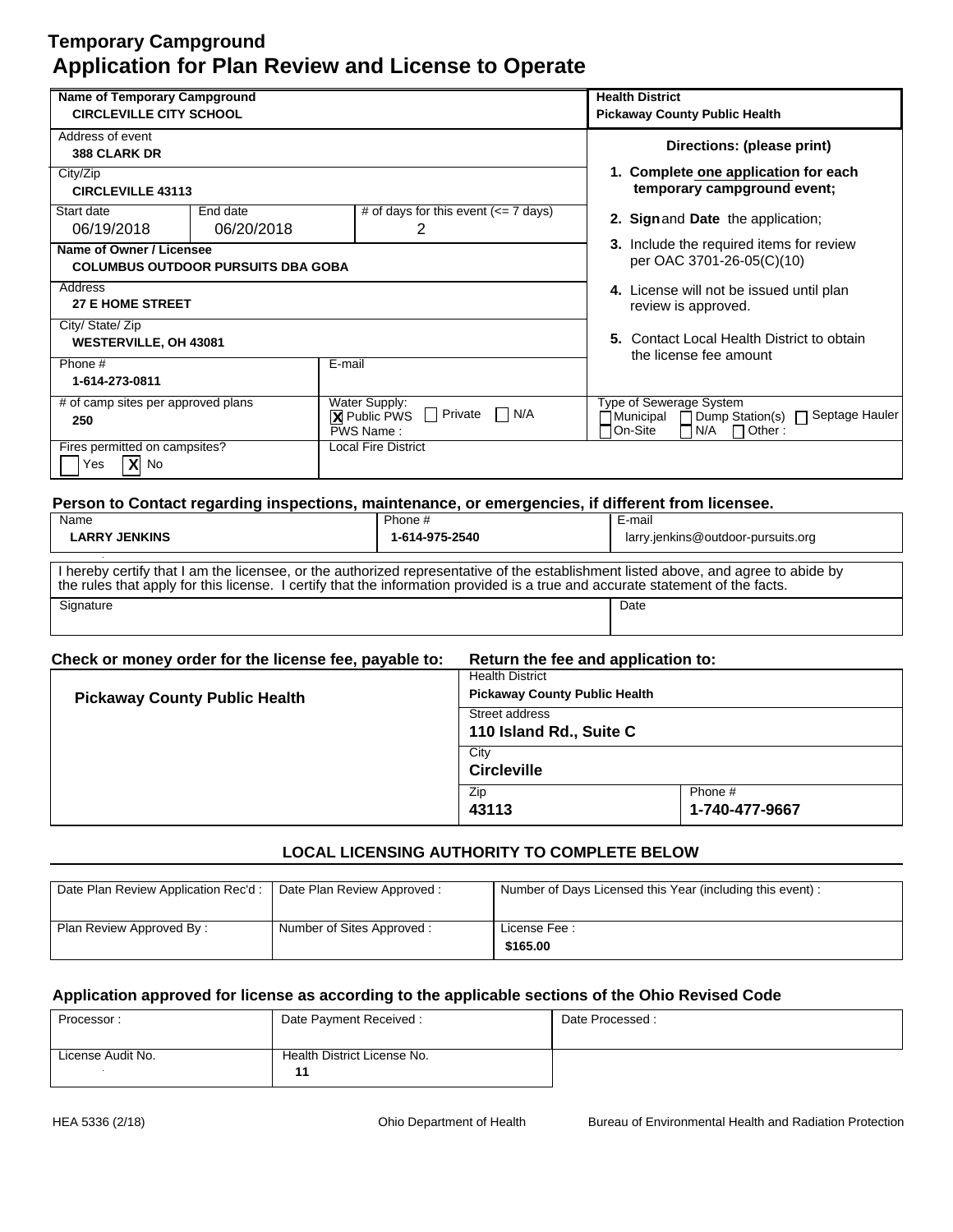# Temporary Campground
# Application for Plan Review and License to Operate

| Name of Temporary Campground | | | Health District |
|---|---|---|---|
| CIRCLEVILLE CITY SCHOOL | | | Pickaway County Public Health |
| Address of event: 388 CLARK DR | | | **Directions: (please print)** |
| City/Zip: CIRCLEVILLE 43113 | | | 1. Complete one application for each temporary campground event; |
| Start date: 06/19/2018 | End date: 06/20/2018 | # of days for this event (<= 7 days): 2 | 2. Sign and Date the application; |
| Name of Owner / Licensee: COLUMBUS OUTDOOR PURSUITS DBA GOBA | | | 3. Include the required items for review per OAC 3701-26-05(C)(10) |
| Address: 27 E HOME STREET | | | 4. License will not be issued until plan review is approved. |
| City/ State/ Zip: WESTERVILLE, OH 43081 | | | 5. Contact Local Health District to obtain the license fee amount |
| Phone #: 1-614-273-0811 | E-mail: | | |
| # of camp sites per approved plans: 250 | Water Supply: [X] Public PWS [ ] Private [ ] N/A PWS Name : | | Type of Sewerage System: [ ] Municipal [ ] Dump Station(s) [ ] Septage Hauler [ ] On-Site [ ] N/A [ ] Other : |
| Fires permitted on campsites? [ ] Yes [X] No | Local Fire District: | | |

**Person to Contact regarding inspections, maintenance, or emergencies, if different from licensee.**

| Name | Phone # | E-mail |
|---|---|---|
| LARRY JENKINS | 1-614-975-2540 | larry.jenkins@outdoor-pursuits.org |

I hereby certify that I am the licensee, or the authorized representative of the establishment listed above, and agree to abide by the rules that apply for this license. I certify that the information provided is a true and accurate statement of the facts.

| Signature | Date |
|---|---|
| | |

**Check or money order for the license fee, payable to:** Pickaway County Public Health

**Return the fee and application to:**

| Health District | |
|---|---|
| Pickaway County Public Health | |
| Street address: 110 Island Rd., Suite C | |
| City: Circleville | |
| Zip: 43113 | Phone #: 1-740-477-9667 |

**LOCAL LICENSING AUTHORITY TO COMPLETE BELOW**

| Date Plan Review Application Rec'd : | Date Plan Review Approved : | Number of Days Licensed this Year (including this event) : |
|---|---|---|
| Plan Review Approved By : | Number of Sites Approved : | License Fee : $165.00 |

**Application approved for license as according to the applicable sections of the Ohio Revised Code**

| Processor : | Date Payment Received : | Date Processed : |
|---|---|---|
| License Audit No. | Health District License No. 11 | |

HEA 5336 (2/18) Ohio Department of Health Bureau of Environmental Health and Radiation Protection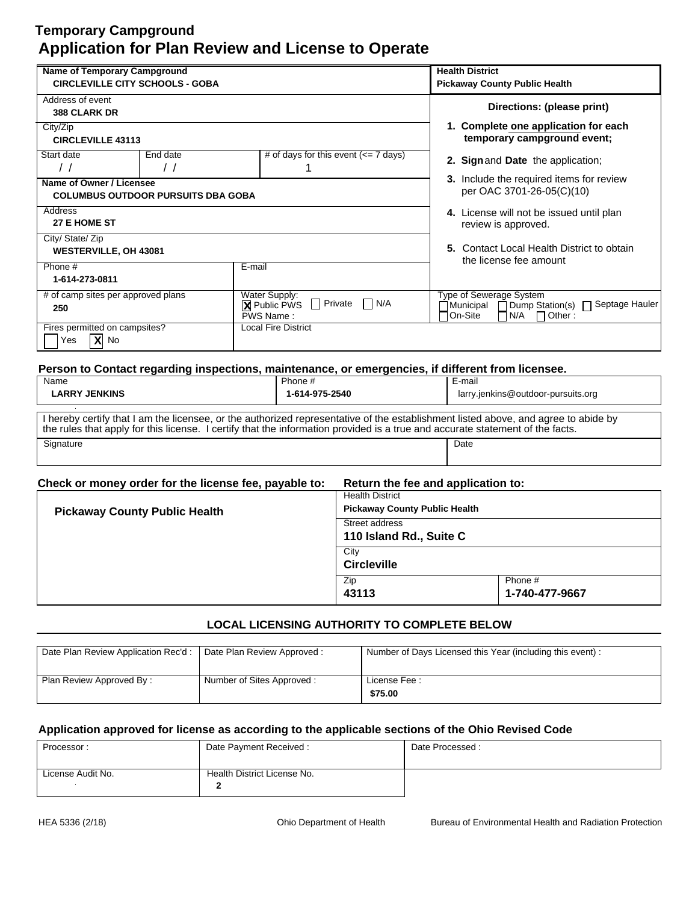# Temporary Campground

# Application for Plan Review and License to Operate

| Name of Temporary Campground | | | Health District |
|---|---|---|---|
| CIRCLEVILLE CITY SCHOOLS - GOBA | | | Pickaway County Public Health |

| Field | Value |
|---|---|
| Address of event | 388 CLARK DR |
| City/Zip | CIRCLEVILLE 43113 |
| Start date | / / |
| End date | / / |
| # of days for this event (<= 7 days) | 1 |
| Name of Owner / Licensee | COLUMBUS OUTDOOR PURSUITS DBA GOBA |
| Address | 27 E HOME ST |
| City/ State/ Zip | WESTERVILLE, OH 43081 |
| Phone # | 1-614-273-0811 |
| E-mail | |
| # of camp sites per approved plans | 250 |
| Water Supply: | [X] Public PWS [ ] Private [ ] N/A; PWS Name : |
| Type of Sewerage System | [ ] Municipal [ ] Dump Station(s) [ ] Septage Hauler [ ] On-Site [ ] N/A [ ] Other : |
| Fires permitted on campsites? | [ ] Yes [X] No |
| Local Fire District | |

**Directions: (please print)**

1. **Complete one application for each temporary campground event;**
2. **Sign** and **Date** the application;
3. Include the required items for review per OAC 3701-26-05(C)(10)
4. License will not be issued until plan review is approved.
5. Contact Local Health District to obtain the license fee amount

### Person to Contact regarding inspections, maintenance, or emergencies, if different from licensee.

| Name | Phone # | E-mail |
|---|---|---|
| LARRY JENKINS | 1-614-975-2540 | larry.jenkins@outdoor-pursuits.org |

I hereby certify that I am the licensee, or the authorized representative of the establishment listed above, and agree to abide by the rules that apply for this license. I certify that the information provided is a true and accurate statement of the facts.

| Signature | Date |
|---|---|
| | |

**Check or money order for the license fee, payable to:**

**Pickaway County Public Health**

**Return the fee and application to:**

| Field | Value |
|---|---|
| Health District | Pickaway County Public Health |
| Street address | 110 Island Rd., Suite C |
| City | Circleville |
| Zip | 43113 |
| Phone # | 1-740-477-9667 |

### LOCAL LICENSING AUTHORITY TO COMPLETE BELOW

| Date Plan Review Application Rec'd : | Date Plan Review Approved : | Number of Days Licensed this Year (including this event) : |
|---|---|---|
| Plan Review Approved By : | Number of Sites Approved : | License Fee : $75.00 |

### Application approved for license as according to the applicable sections of the Ohio Revised Code

| Processor : | Date Payment Received : | Date Processed : |
|---|---|---|
| License Audit No. | Health District License No. 2 | |

HEA 5336 (2/18) Ohio Department of Health Bureau of Environmental Health and Radiation Protection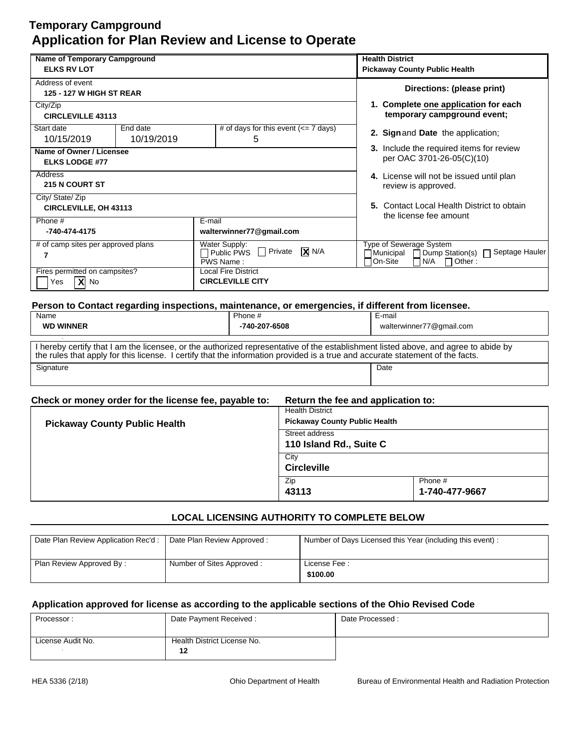# Temporary Campground
## Application for Plan Review and License to Operate

| Field | Value |
|---|---|
| Name of Temporary Campground | ELKS RV LOT |
| Health District | Pickaway County Public Health |
| Address of event | 125 - 127 W HIGH ST REAR |
| City/Zip | CIRCLEVILLE 43113 |
| Start date | 10/15/2019 |
| End date | 10/19/2019 |
| # of days for this event (<= 7 days) | 5 |
| Name of Owner / Licensee | ELKS LODGE #77 |
| Address | 215 N COURT ST |
| City/ State/ Zip | CIRCLEVILLE, OH 43113 |
| Phone # | -740-474-4175 |
| E-mail | walterwinner77@gmail.com |
| # of camp sites per approved plans | 7 |
| Water Supply | ☐ Public PWS ☐ Private ☒ N/A; PWS Name : |
| Type of Sewerage System | ☐ Municipal ☐ Dump Station(s) ☐ Septage Hauler ☐ On-Site ☐ N/A ☐ Other : |
| Fires permitted on campsites? | ☐ Yes ☒ No |
| Local Fire District | CIRCLEVILLE CITY |

**Directions: (please print)**

1. **Complete one application for each temporary campground event;**
2. **Sign** and **Date** the application;
3. Include the required items for review per OAC 3701-26-05(C)(10)
4. License will not be issued until plan review is approved.
5. Contact Local Health District to obtain the license fee amount

### Person to Contact regarding inspections, maintenance, or emergencies, if different from licensee.

| Name | Phone # | E-mail |
|---|---|---|
| WD WINNER | -740-207-6508 | walterwinner77@gmail.com |

I hereby certify that I am the licensee, or the authorized representative of the establishment listed above, and agree to abide by the rules that apply for this license. I certify that the information provided is a true and accurate statement of the facts.

| Signature | Date |
|---|---|
| | |

**Check or money order for the license fee, payable to:**

**Pickaway County Public Health**

**Return the fee and application to:**

| Field | Value |
|---|---|
| Health District | Pickaway County Public Health |
| Street address | 110 Island Rd., Suite C |
| City | Circleville |
| Zip | 43113 |
| Phone # | 1-740-477-9667 |

### LOCAL LICENSING AUTHORITY TO COMPLETE BELOW

| Date Plan Review Application Rec'd : | Date Plan Review Approved : | Number of Days Licensed this Year (including this event) : |
|---|---|---|
| **Plan Review Approved By :** | **Number of Sites Approved :** | **License Fee :** $100.00 |

### Application approved for license as according to the applicable sections of the Ohio Revised Code

| Processor : | Date Payment Received : | Date Processed : |
|---|---|---|
| **License Audit No.** | **Health District License No.** 12 | |

HEA 5336 (2/18) Ohio Department of Health Bureau of Environmental Health and Radiation Protection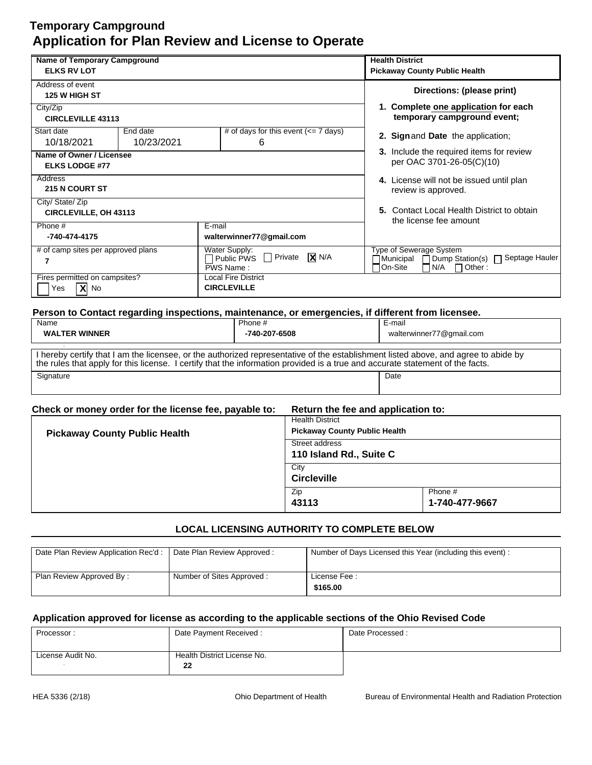# Temporary Campground
## Application for Plan Review and License to Operate

| Name of Temporary Campground | | | Health District |
|---|---|---|---|
| **ELKS RV LOT** | | | **Pickaway County Public Health** |
| Address of event: **125 W HIGH ST** | | | **Directions: (please print)** |
| City/Zip: **CIRCLEVILLE 43113** | | | 1. **Complete one application for each temporary campground event;** |
| Start date: 10/18/2021 | End date: 10/23/2021 | # of days for this event (<= 7 days): 6 | 2. **Sign** and **Date** the application; |
| **Name of Owner / Licensee**: **ELKS LODGE #77** | | | 3. Include the required items for review per OAC 3701-26-05(C)(10) |
| Address: **215 N COURT ST** | | | 4. License will not be issued until plan review is approved. |
| City/ State/ Zip: **CIRCLEVILLE, OH 43113** | | | 5. Contact Local Health District to obtain the license fee amount |
| Phone #: **-740-474-4175** | | E-mail: **walterwinner77@gmail.com** | |
| # of camp sites per approved plans: **7** | | Water Supply: ☐ Public PWS ☐ Private ☒ N/A; PWS Name : | Type of Sewerage System: ☐ Municipal ☐ Dump Station(s) ☐ Septage Hauler ☐ On-Site ☐ N/A ☐ Other : |
| Fires permitted on campsites? ☐ Yes ☒ No | | Local Fire District: **CIRCLEVILLE** | |

**Person to Contact regarding inspections, maintenance, or emergencies, if different from licensee.**

| Name | Phone # | E-mail |
|---|---|---|
| **WALTER WINNER** | **-740-207-6508** | walterwinner77@gmail.com |

I hereby certify that I am the licensee, or the authorized representative of the establishment listed above, and agree to abide by the rules that apply for this license. I certify that the information provided is a true and accurate statement of the facts.

| Signature | Date |
|---|---|
| | |

**Check or money order for the license fee, payable to:** **Pickaway County Public Health**

**Return the fee and application to:**

| Health District | |
|---|---|
| **Pickaway County Public Health** | |
| Street address: **110 Island Rd., Suite C** | |
| City: **Circleville** | |
| Zip: **43113** | Phone #: **1-740-477-9667** |

### LOCAL LICENSING AUTHORITY TO COMPLETE BELOW

| Date Plan Review Application Rec'd : | Date Plan Review Approved : | Number of Days Licensed this Year (including this event) : |
|---|---|---|
| Plan Review Approved By : | Number of Sites Approved : | License Fee : **$165.00** |

**Application approved for license as according to the applicable sections of the Ohio Revised Code**

| Processor : | Date Payment Received : | Date Processed : |
|---|---|---|
| License Audit No. | Health District License No. **22** | |

HEA 5336 (2/18) Ohio Department of Health Bureau of Environmental Health and Radiation Protection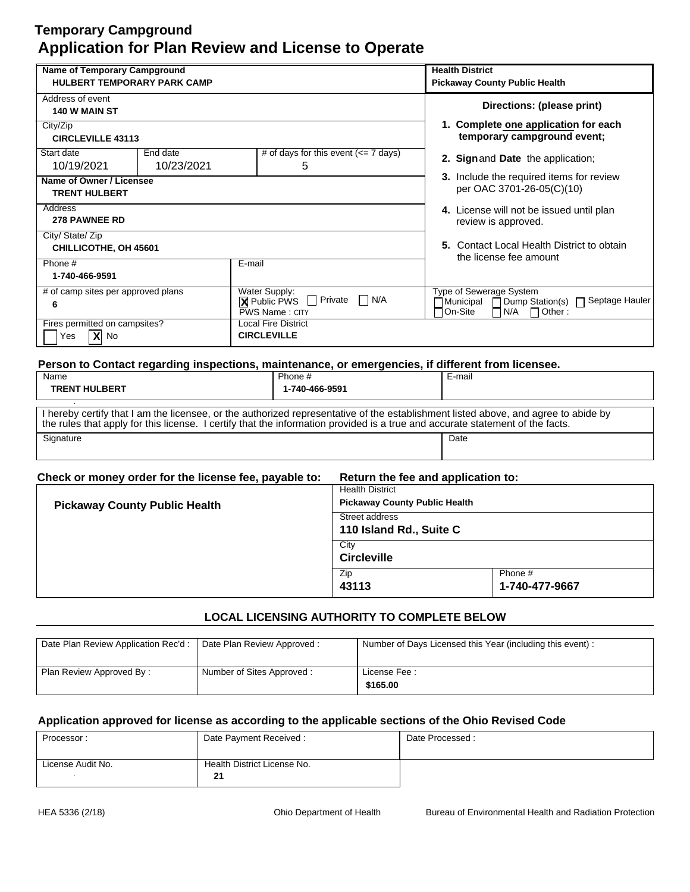# Temporary Campground
# Application for Plan Review and License to Operate

| Name of Temporary Campground | | | Health District |
|---|---|---|---|
| **HULBERT TEMPORARY PARK CAMP** | | | **Pickaway County Public Health** |
| Address of event: **140 W MAIN ST** | | | **Directions: (please print)** |
| City/Zip: **CIRCLEVILLE 43113** | | | 1. **Complete one application for each temporary campground event;** |
| Start date: 10/19/2021 | End date: 10/23/2021 | # of days for this event (<= 7 days): 5 | 2. **Sign** and **Date** the application; |
| Name of Owner / Licensee: **TRENT HULBERT** | | | 3. Include the required items for review per OAC 3701-26-05(C)(10) |
| Address: **278 PAWNEE RD** | | | 4. License will not be issued until plan review is approved. |
| City/ State/ Zip: **CHILLICOTHE, OH 45601** | | | 5. Contact Local Health District to obtain the license fee amount |
| Phone #: **1-740-466-9591** | E-mail: | | |
| # of camp sites per approved plans: **6** | Water Supply: [X] Public PWS [ ] Private [ ] N/A; PWS Name : CITY | | Type of Sewerage System: [ ] Municipal [ ] Dump Station(s) [ ] Septage Hauler [ ] On-Site [ ] N/A [ ] Other : |
| Fires permitted on campsites? [ ] Yes [X] No | Local Fire District: **CIRCLEVILLE** | | |

**Person to Contact regarding inspections, maintenance, or emergencies, if different from licensee.**

| Name | Phone # | E-mail |
|---|---|---|
| **TRENT HULBERT** | **1-740-466-9591** | |

I hereby certify that I am the licensee, or the authorized representative of the establishment listed above, and agree to abide by the rules that apply for this license. I certify that the information provided is a true and accurate statement of the facts.

| Signature | Date |
|---|---|
| | |

**Check or money order for the license fee, payable to:** **Pickaway County Public Health**

**Return the fee and application to:**

| Health District | |
|---|---|
| **Pickaway County Public Health** | |
| Street address | |
| **110 Island Rd., Suite C** | |
| City | |
| **Circleville** | |
| Zip | Phone # |
| **43113** | **1-740-477-9667** |

**LOCAL LICENSING AUTHORITY TO COMPLETE BELOW**

| Date Plan Review Application Rec'd : | Date Plan Review Approved : | Number of Days Licensed this Year (including this event) : |
|---|---|---|
| Plan Review Approved By : | Number of Sites Approved : | License Fee : **$165.00** |

**Application approved for license as according to the applicable sections of the Ohio Revised Code**

| Processor : | Date Payment Received : | Date Processed : |
|---|---|---|
| License Audit No. | Health District License No. **21** | |

HEA 5336 (2/18) Ohio Department of Health Bureau of Environmental Health and Radiation Protection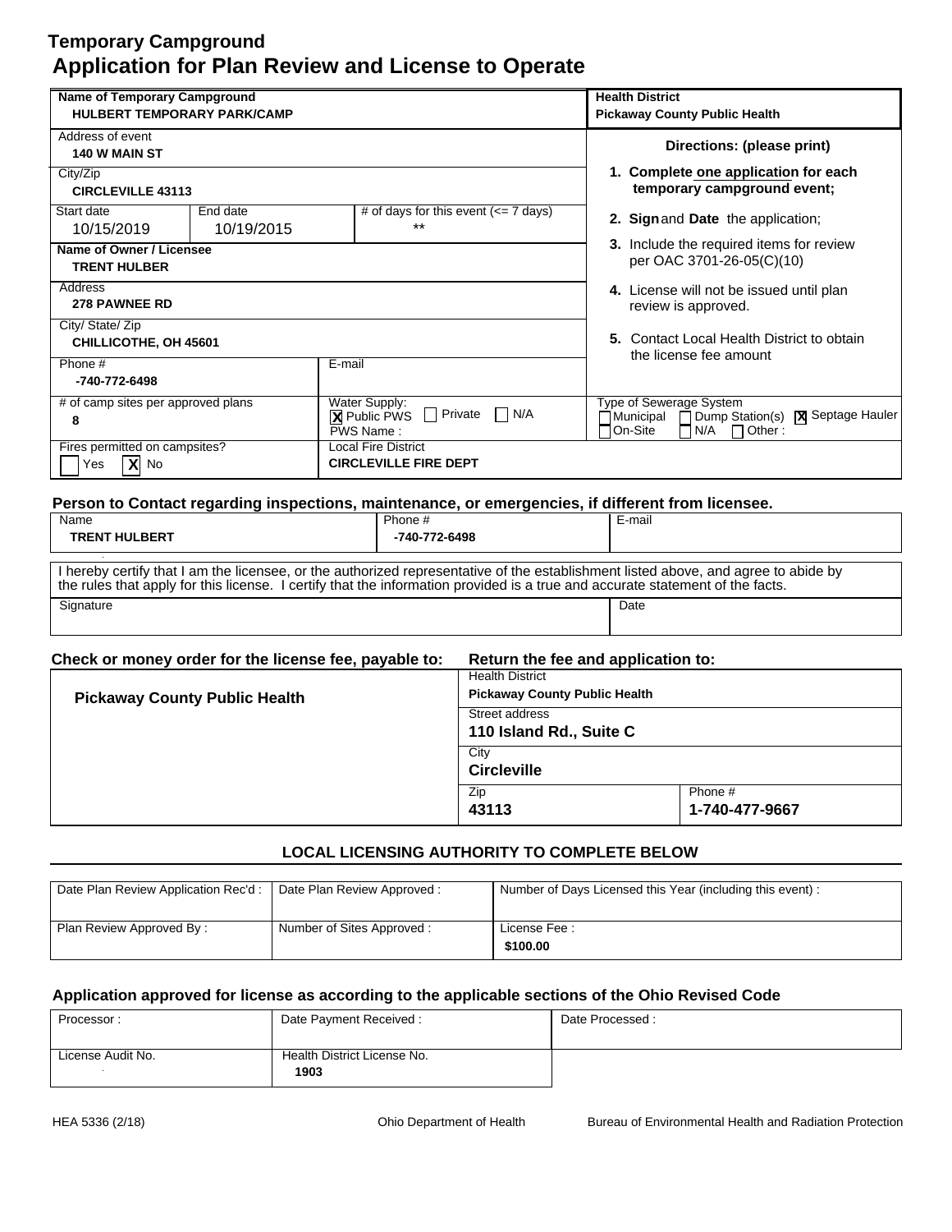# Temporary Campground

# Application for Plan Review and License to Operate

| Name of Temporary Campground | | | Health District |
|---|---|---|---|
| HULBERT TEMPORARY PARK/CAMP | | | Pickaway County Public Health |
| Address of event: 140 W MAIN ST | | | **Directions: (please print)** |
| City/Zip: CIRCLEVILLE 43113 | | | 1. Complete one application for each temporary campground event; |
| Start date: 10/15/2019 | End date: 10/19/2015 | # of days for this event (<= 7 days): ** | 2. Sign and Date the application; |
| Name of Owner / Licensee: TRENT HULBER | | | 3. Include the required items for review per OAC 3701-26-05(C)(10) |
| Address: 278 PAWNEE RD | | | 4. License will not be issued until plan review is approved. |
| City/ State/ Zip: CHILLICOTHE, OH 45601 | | | 5. Contact Local Health District to obtain the license fee amount |
| Phone #: -740-772-6498 | E-mail: | | |
| # of camp sites per approved plans: 8 | Water Supply: [X] Public PWS [ ] Private [ ] N/A PWS Name : | | Type of Sewerage System: [ ] Municipal [ ] Dump Station(s) [X] Septage Hauler [ ] On-Site [ ] N/A [ ] Other : |
| Fires permitted on campsites? [ ] Yes [X] No | Local Fire District: CIRCLEVILLE FIRE DEPT | | |

**Person to Contact regarding inspections, maintenance, or emergencies, if different from licensee.**

| Name | Phone # | E-mail |
|---|---|---|
| TRENT HULBERT | -740-772-6498 | |

I hereby certify that I am the licensee, or the authorized representative of the establishment listed above, and agree to abide by the rules that apply for this license. I certify that the information provided is a true and accurate statement of the facts.

| Signature | Date |
|---|---|
| | |

**Check or money order for the license fee, payable to:** Pickaway County Public Health

**Return the fee and application to:**

| Health District | |
|---|---|
| Pickaway County Public Health | |
| Street address: 110 Island Rd., Suite C | |
| City: Circleville | |
| Zip: 43113 | Phone #: 1-740-477-9667 |

**LOCAL LICENSING AUTHORITY TO COMPLETE BELOW**

| Date Plan Review Application Rec'd : | Date Plan Review Approved : | Number of Days Licensed this Year (including this event) : |
|---|---|---|
| Plan Review Approved By : | Number of Sites Approved : | License Fee : $100.00 |

**Application approved for license as according to the applicable sections of the Ohio Revised Code**

| Processor : | Date Payment Received : | Date Processed : |
|---|---|---|
| License Audit No. | Health District License No. 1903 | |

HEA 5336 (2/18) Ohio Department of Health Bureau of Environmental Health and Radiation Protection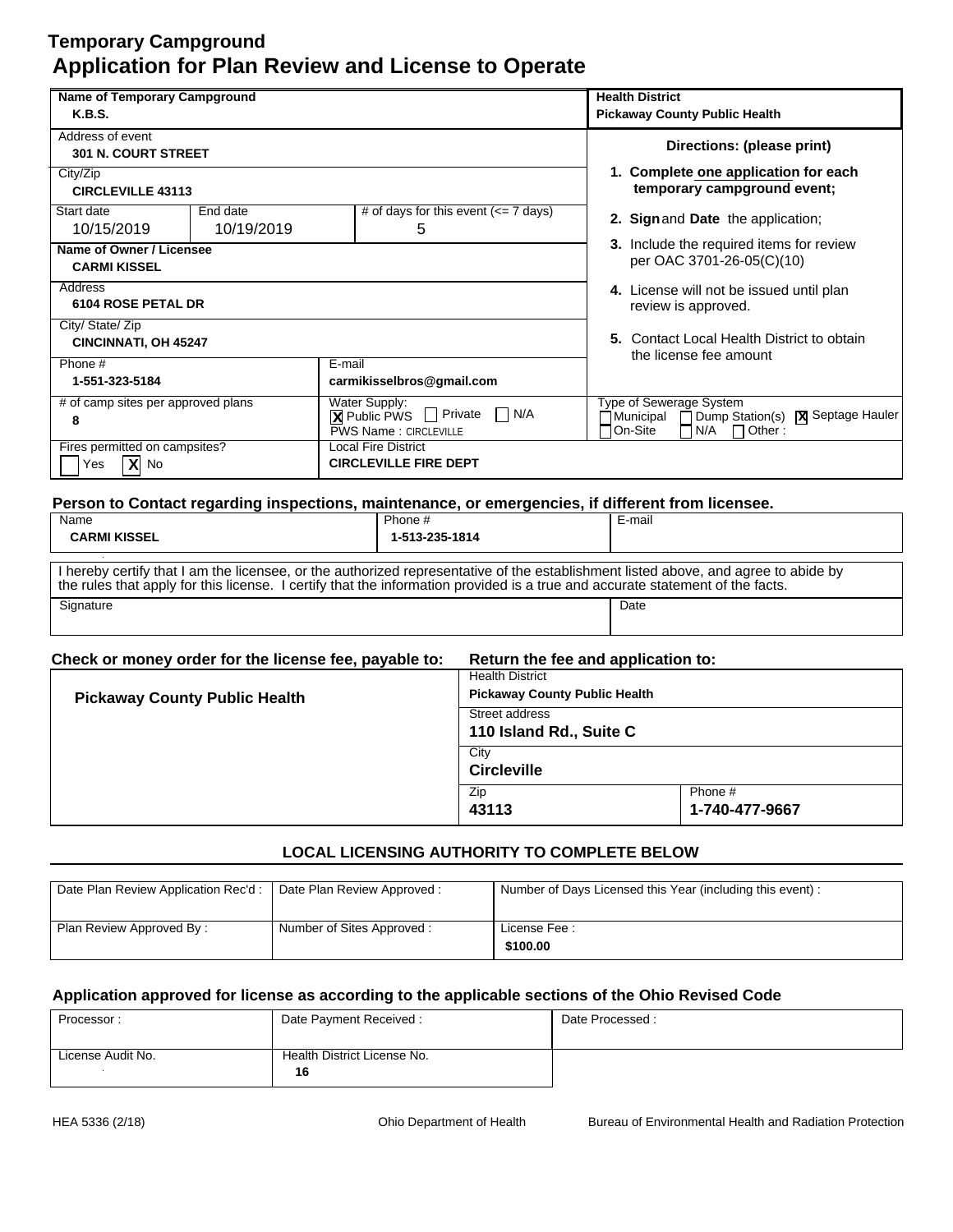# Temporary Campground
## Application for Plan Review and License to Operate

| Name of Temporary Campground | | | Health District |
|---|---|---|---|
| **K.B.S.** | | | **Pickaway County Public Health** |

| Address of event | | |
|---|---|---|
| **301 N. COURT STREET** | | |
| City/Zip | | |
| **CIRCLEVILLE 43113** | | |
| Start date | End date | # of days for this event (<= 7 days) |
| 10/15/2019 | 10/19/2019 | 5 |
| Name of Owner / Licensee | | |
| **CARMI KISSEL** | | |
| Address | | |
| **6104 ROSE PETAL DR** | | |
| City/ State/ Zip | | |
| **CINCINNATI, OH 45247** | | |
| Phone # | E-mail | |
| **1-551-323-5184** | **carmikisselbros@gmail.com** | |

**Directions: (please print)**

1. **Complete one application for each temporary campground event;**
2. **Sign** and **Date** the application;
3. Include the required items for review per OAC 3701-26-05(C)(10)
4. License will not be issued until plan review is approved.
5. Contact Local Health District to obtain the license fee amount

| # of camp sites per approved plans | Water Supply: | Type of Sewerage System |
|---|---|---|
| **8** | [X] Public PWS [ ] Private [ ] N/A<br>PWS Name : CIRCLEVILLE | [ ] Municipal [ ] Dump Station(s) [X] Septage Hauler<br>[ ] On-Site [ ] N/A [ ] Other : |
| Fires permitted on campsites? | Local Fire District | |
| [ ] Yes [X] No | **CIRCLEVILLE FIRE DEPT** | |

### Person to Contact regarding inspections, maintenance, or emergencies, if different from licensee.

| Name | Phone # | E-mail |
|---|---|---|
| **CARMI KISSEL** | **1-513-235-1814** | |

I hereby certify that I am the licensee, or the authorized representative of the establishment listed above, and agree to abide by the rules that apply for this license. I certify that the information provided is a true and accurate statement of the facts.

| Signature | Date |
|---|---|
| | |

**Check or money order for the license fee, payable to:**

**Pickaway County Public Health**

**Return the fee and application to:**

| Health District | |
|---|---|
| **Pickaway County Public Health** | |
| Street address | |
| **110 Island Rd., Suite C** | |
| City | |
| **Circleville** | |
| Zip | Phone # |
| **43113** | **1-740-477-9667** |

### LOCAL LICENSING AUTHORITY TO COMPLETE BELOW

| Date Plan Review Application Rec'd : | Date Plan Review Approved : | Number of Days Licensed this Year (including this event) : |
|---|---|---|
| Plan Review Approved By : | Number of Sites Approved : | License Fee :<br>**$100.00** |

### Application approved for license as according to the applicable sections of the Ohio Revised Code

| Processor : | Date Payment Received : | Date Processed : |
|---|---|---|
| License Audit No. | Health District License No.<br>**16** | |

HEA 5336 (2/18) Ohio Department of Health Bureau of Environmental Health and Radiation Protection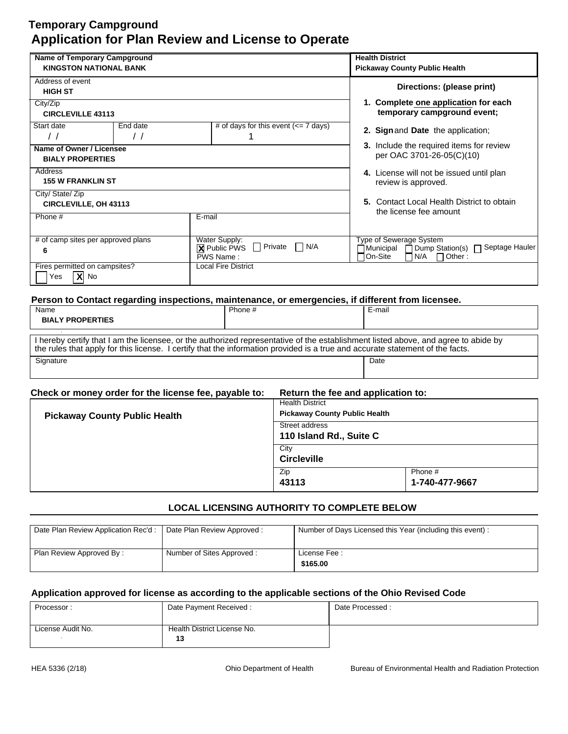# Temporary Campground

## Application for Plan Review and License to Operate

| Name of Temporary Campground<br>**KINGSTON NATIONAL BANK** | | | Health District<br>**Pickaway County Public Health** |
|---|---|---|---|
| Address of event<br>**HIGH ST** | | | **Directions: (please print)** |
| City/Zip<br>**CIRCLEVILLE 43113** | | | 1. **Complete one application for each temporary campground event;** |
| Start date<br>/ / | End date<br>/ / | # of days for this event (<= 7 days)<br>1 | 2. **Sign** and **Date** the application; |
| Name of Owner / Licensee<br>**BIALY PROPERTIES** | | | 3. Include the required items for review per OAC 3701-26-05(C)(10) |
| Address<br>**155 W FRANKLIN ST** | | | 4. License will not be issued until plan review is approved. |
| City/ State/ Zip<br>**CIRCLEVILLE, OH 43113** | | | 5. Contact Local Health District to obtain the license fee amount |
| Phone # | E-mail | | |
| # of camp sites per approved plans<br>**6** | Water Supply:<br>[X] Public PWS [ ] Private [ ] N/A<br>PWS Name : | | Type of Sewerage System<br>[ ] Municipal [ ] Dump Station(s) [ ] Septage Hauler<br>[ ] On-Site [ ] N/A [ ] Other : |
| Fires permitted on campsites?<br>[ ] Yes [X] No | Local Fire District | | |

### Person to Contact regarding inspections, maintenance, or emergencies, if different from licensee.

| Name | Phone # | E-mail |
|---|---|---|
| **BIALY PROPERTIES** | | |

I hereby certify that I am the licensee, or the authorized representative of the establishment listed above, and agree to abide by the rules that apply for this license. I certify that the information provided is a true and accurate statement of the facts.

| Signature | Date |
|---|---|
| | |

**Check or money order for the license fee, payable to:**

**Pickaway County Public Health**

**Return the fee and application to:**

| Health District | |
|---|---|
| **Pickaway County Public Health** | |
| Street address<br>**110 Island Rd., Suite C** | |
| City<br>**Circleville** | |
| Zip<br>**43113** | Phone #<br>**1-740-477-9667** |

### LOCAL LICENSING AUTHORITY TO COMPLETE BELOW

| Date Plan Review Application Rec'd : | Date Plan Review Approved : | Number of Days Licensed this Year (including this event) : |
|---|---|---|
| Plan Review Approved By : | Number of Sites Approved : | License Fee :<br>**$165.00** |

### Application approved for license as according to the applicable sections of the Ohio Revised Code

| Processor : | Date Payment Received : | Date Processed : |
|---|---|---|
| License Audit No. | Health District License No.<br>**13** | |

HEA 5336 (2/18) Ohio Department of Health Bureau of Environmental Health and Radiation Protection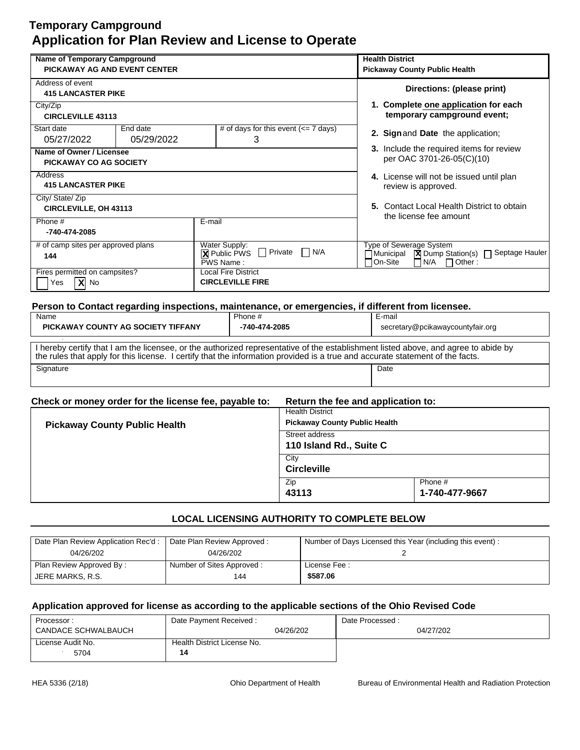# Temporary Campground
# Application for Plan Review and License to Operate

| Name of Temporary Campground | | | Health District |
|---|---|---|---|
| PICKAWAY AG AND EVENT CENTER | | | Pickaway County Public Health |

| Field | Value |
|---|---|
| Address of event | 415 LANCASTER PIKE |
| City/Zip | CIRCLEVILLE 43113 |
| Start date | 05/27/2022 |
| End date | 05/29/2022 |
| # of days for this event (<= 7 days) | 3 |
| Name of Owner / Licensee | PICKAWAY CO AG SOCIETY |
| Address | 415 LANCASTER PIKE |
| City/ State/ Zip | CIRCLEVILLE, OH 43113 |
| Phone # | -740-474-2085 |
| E-mail | |
| # of camp sites per approved plans | 144 |
| Water Supply: | [X] Public PWS [ ] Private [ ] N/A; PWS Name : |
| Type of Sewerage System | [ ] Municipal [X] Dump Station(s) [ ] Septage Hauler [ ] On-Site [ ] N/A [ ] Other : |
| Fires permitted on campsites? | [ ] Yes [X] No |
| Local Fire District | CIRCLEVILLE FIRE |

**Directions: (please print)**

1. **Complete one application for each temporary campground event;**
2. **Sign** and **Date** the application;
3. Include the required items for review per OAC 3701-26-05(C)(10)
4. License will not be issued until plan review is approved.
5. Contact Local Health District to obtain the license fee amount

**Person to Contact regarding inspections, maintenance, or emergencies, if different from licensee.**

| Name | Phone # | E-mail |
|---|---|---|
| PICKAWAY COUNTY AG SOCIETY TIFFANY | -740-474-2085 | secretary@pcikawaycountyfair.org |

I hereby certify that I am the licensee, or the authorized representative of the establishment listed above, and agree to abide by the rules that apply for this license. I certify that the information provided is a true and accurate statement of the facts.

| Signature | Date |
|---|---|
| | |

**Check or money order for the license fee, payable to:**

**Pickaway County Public Health**

**Return the fee and application to:**

| Field | Value |
|---|---|
| Health District | Pickaway County Public Health |
| Street address | 110 Island Rd., Suite C |
| City | Circleville |
| Zip | 43113 |
| Phone # | 1-740-477-9667 |

## LOCAL LICENSING AUTHORITY TO COMPLETE BELOW

| Date Plan Review Application Rec'd : | Date Plan Review Approved : | Number of Days Licensed this Year (including this event) : |
|---|---|---|
| 04/26/202 | 04/26/202 | 2 |
| **Plan Review Approved By :** | **Number of Sites Approved :** | **License Fee :** |
| JERE MARKS, R.S. | 144 | $587.06 |

**Application approved for license as according to the applicable sections of the Ohio Revised Code**

| Processor : | Date Payment Received : | Date Processed : |
|---|---|---|
| CANDACE SCHWALBAUCH | 04/26/202 | 04/27/202 |
| **License Audit No.** | **Health District License No.** | |
| 5704 | 14 | |

HEA 5336 (2/18) Ohio Department of Health Bureau of Environmental Health and Radiation Protection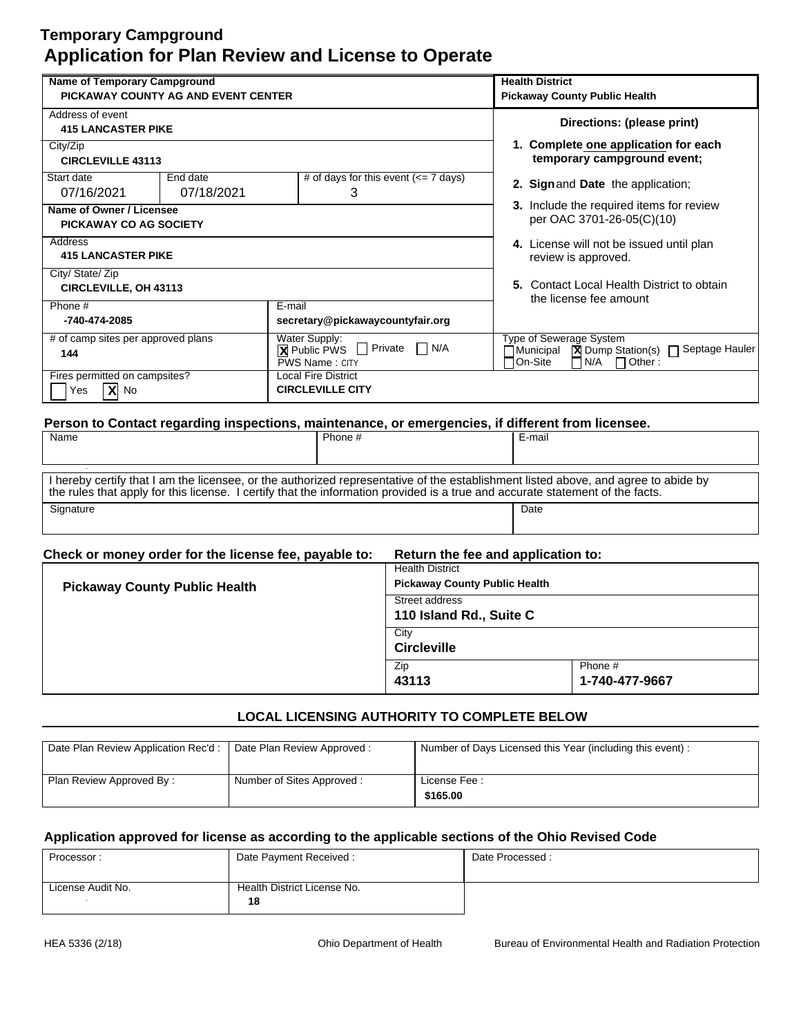# Temporary Campground
# Application for Plan Review and License to Operate

| Name of Temporary Campground | | | Health District |
|---|---|---|---|
| **PICKAWAY COUNTY AG AND EVENT CENTER** | | | **Pickaway County Public Health** |
| Address of event: **415 LANCASTER PIKE** | | | **Directions: (please print)** |
| City/Zip: **CIRCLEVILLE 43113** | | | 1. **Complete one application for each temporary campground event;** |
| Start date: 07/16/2021 | End date: 07/18/2021 | # of days for this event (<= 7 days): 3 | 2. **Sign** and **Date** the application; |
| Name of Owner / Licensee: **PICKAWAY CO AG SOCIETY** | | | 3. Include the required items for review per OAC 3701-26-05(C)(10) |
| Address: **415 LANCASTER PIKE** | | | 4. License will not be issued until plan review is approved. |
| City/ State/ Zip: **CIRCLEVILLE, OH 43113** | | | 5. Contact Local Health District to obtain the license fee amount |
| Phone #: **-740-474-2085** | E-mail: **secretary@pickawaycountyfair.org** | | |
| # of camp sites per approved plans: **144** | Water Supply: [X] Public PWS [ ] Private [ ] N/A; PWS Name : CITY | | Type of Sewerage System: [ ] Municipal [X] Dump Station(s) [ ] Septage Hauler [ ] On-Site [ ] N/A [ ] Other : |
| Fires permitted on campsites? [ ] Yes [X] No | Local Fire District: **CIRCLEVILLE CITY** | | |

### Person to Contact regarding inspections, maintenance, or emergencies, if different from licensee.

| Name | Phone # | E-mail |
|---|---|---|
| | | |

I hereby certify that I am the licensee, or the authorized representative of the establishment listed above, and agree to abide by the rules that apply for this license. I certify that the information provided is a true and accurate statement of the facts.

| Signature | Date |
|---|---|
| | |

**Check or money order for the license fee, payable to:** **Pickaway County Public Health**

**Return the fee and application to:**

| Health District | |
|---|---|
| **Pickaway County Public Health** | |
| Street address: **110 Island Rd., Suite C** | |
| City: **Circleville** | |
| Zip: **43113** | Phone #: **1-740-477-9667** |

### LOCAL LICENSING AUTHORITY TO COMPLETE BELOW

| Date Plan Review Application Rec'd : | Date Plan Review Approved : | Number of Days Licensed this Year (including this event) : |
|---|---|---|
| Plan Review Approved By : | Number of Sites Approved : | License Fee : **$165.00** |

### Application approved for license as according to the applicable sections of the Ohio Revised Code

| Processor : | Date Payment Received : | Date Processed : |
|---|---|---|
| License Audit No. | Health District License No. **18** | |

HEA 5336 (2/18) Ohio Department of Health Bureau of Environmental Health and Radiation Protection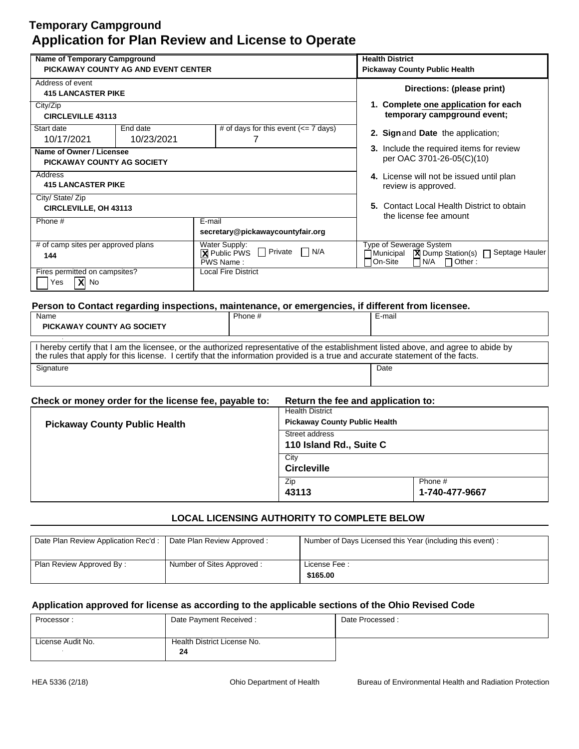# Temporary Campground
# Application for Plan Review and License to Operate

| Name of Temporary Campground | | | Health District |
|---|---|---|---|
| PICKAWAY COUNTY AG AND EVENT CENTER | | | Pickaway County Public Health |
| Address of event: 415 LANCASTER PIKE | | | **Directions: (please print)** |
| City/Zip: CIRCLEVILLE 43113 | | | 1. Complete one application for each temporary campground event; |
| Start date: 10/17/2021 | End date: 10/23/2021 | # of days for this event (<= 7 days): 7 | 2. Sign and Date the application; |
| **Name of Owner / Licensee:** PICKAWAY COUNTY AG SOCIETY | | | 3. Include the required items for review per OAC 3701-26-05(C)(10) |
| Address: 415 LANCASTER PIKE | | | 4. License will not be issued until plan review is approved. |
| City/ State/ Zip: CIRCLEVILLE, OH 43113 | | | 5. Contact Local Health District to obtain the license fee amount |
| Phone # | E-mail: secretary@pickawaycountyfair.org | | |
| # of camp sites per approved plans: 144 | Water Supply: [X] Public PWS [ ] Private [ ] N/A; PWS Name: | | Type of Sewerage System: [ ] Municipal [X] Dump Station(s) [ ] Septage Hauler [ ] On-Site [ ] N/A [ ] Other: |
| Fires permitted on campsites? [ ] Yes [X] No | Local Fire District: | | |

**Person to Contact regarding inspections, maintenance, or emergencies, if different from licensee.**

| Name | Phone # | E-mail |
|---|---|---|
| PICKAWAY COUNTY AG SOCIETY | | |

I hereby certify that I am the licensee, or the authorized representative of the establishment listed above, and agree to abide by the rules that apply for this license. I certify that the information provided is a true and accurate statement of the facts.

| Signature | Date |
|---|---|
| | |

**Check or money order for the license fee, payable to:**

**Pickaway County Public Health**

**Return the fee and application to:**

| Health District | |
|---|---|
| **Pickaway County Public Health** | |
| Street address: **110 Island Rd., Suite C** | |
| City: **Circleville** | |
| Zip: **43113** | Phone #: **1-740-477-9667** |

**LOCAL LICENSING AUTHORITY TO COMPLETE BELOW**

| Date Plan Review Application Rec'd : | Date Plan Review Approved : | Number of Days Licensed this Year (including this event) : |
|---|---|---|
| Plan Review Approved By : | Number of Sites Approved : | License Fee : $165.00 |

**Application approved for license as according to the applicable sections of the Ohio Revised Code**

| Processor : | Date Payment Received : | Date Processed : |
|---|---|---|
| License Audit No. | Health District License No. 24 | |

HEA 5336 (2/18) Ohio Department of Health Bureau of Environmental Health and Radiation Protection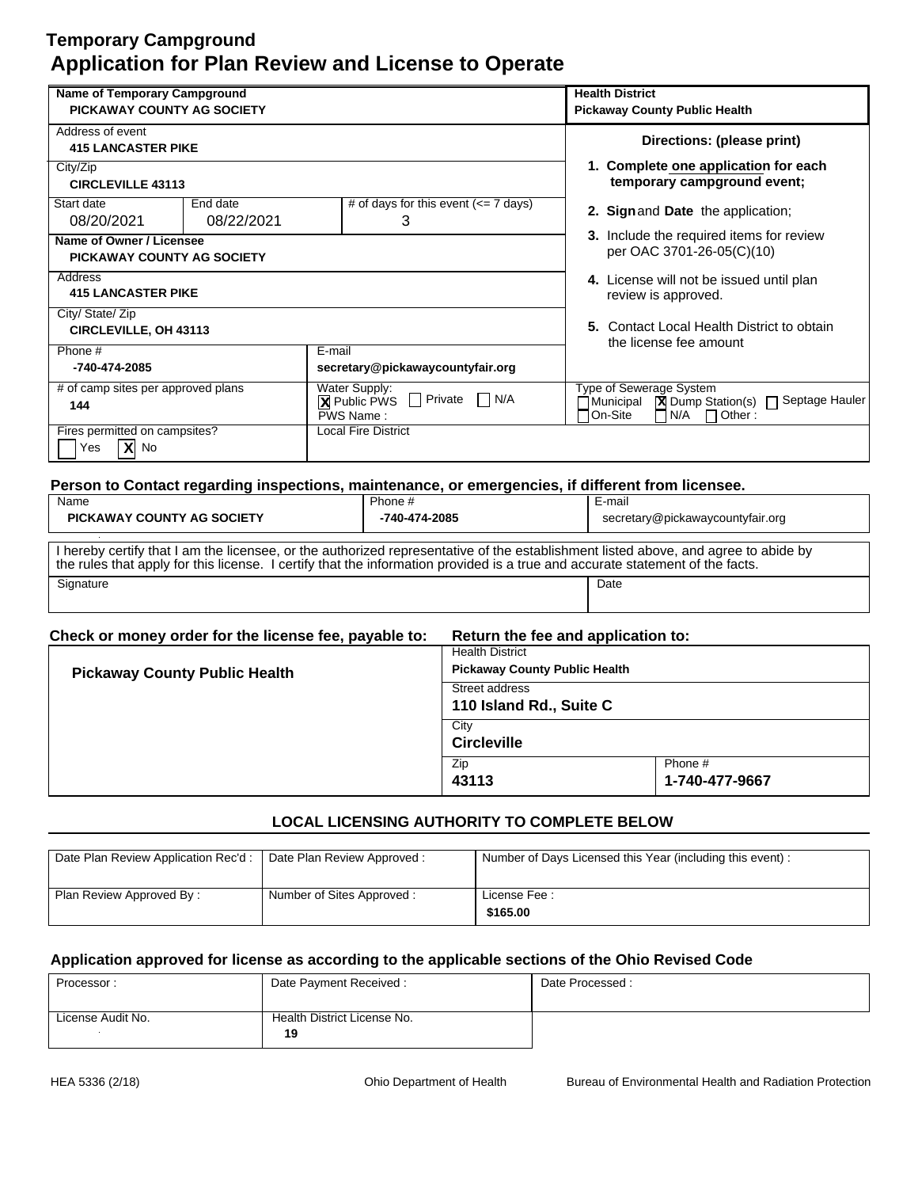# Temporary Campground
## Application for Plan Review and License to Operate

| Name of Temporary Campground<br>**PICKAWAY COUNTY AG SOCIETY** | | | Health District<br>**Pickaway County Public Health** |
|---|---|---|---|
| Address of event<br>**415 LANCASTER PIKE** | | | **Directions: (please print)** |
| City/Zip<br>**CIRCLEVILLE 43113** | | | **1. Complete one application for each temporary campground event;** |
| Start date<br>08/20/2021 | End date<br>08/22/2021 | # of days for this event (<= 7 days)<br>3 | **2. Sign** and **Date** the application; |
| Name of Owner / Licensee<br>**PICKAWAY COUNTY AG SOCIETY** | | | **3.** Include the required items for review per OAC 3701-26-05(C)(10) |
| Address<br>**415 LANCASTER PIKE** | | | **4.** License will not be issued until plan review is approved. |
| City/ State/ Zip<br>**CIRCLEVILLE, OH 43113** | | | **5.** Contact Local Health District to obtain the license fee amount |
| Phone #<br>**-740-474-2085** | E-mail<br>**secretary@pickawaycountyfair.org** | | |
| # of camp sites per approved plans<br>**144** | Water Supply:<br>☒ Public PWS ☐ Private ☐ N/A<br>PWS Name : | | Type of Sewerage System<br>☐ Municipal ☒ Dump Station(s) ☐ Septage Hauler<br>☐ On-Site ☐ N/A ☐ Other : |
| Fires permitted on campsites?<br>☐ Yes ☒ No | Local Fire District | | |

### Person to Contact regarding inspections, maintenance, or emergencies, if different from licensee.

| Name | Phone # | E-mail |
|---|---|---|
| **PICKAWAY COUNTY AG SOCIETY** | **-740-474-2085** | secretary@pickawaycountyfair.org |

I hereby certify that I am the licensee, or the authorized representative of the establishment listed above, and agree to abide by the rules that apply for this license. I certify that the information provided is a true and accurate statement of the facts.

| Signature | Date |
|---|---|
| | |

| Check or money order for the license fee, payable to: | Return the fee and application to: | |
|---|---|---|
| **Pickaway County Public Health** | Health District<br>**Pickaway County Public Health** | |
| | Street address<br>**110 Island Rd., Suite C** | |
| | City<br>**Circleville** | |
| | Zip<br>**43113** | Phone #<br>**1-740-477-9667** |

### LOCAL LICENSING AUTHORITY TO COMPLETE BELOW

| Date Plan Review Application Rec'd : | Date Plan Review Approved : | Number of Days Licensed this Year (including this event) : |
|---|---|---|
| Plan Review Approved By : | Number of Sites Approved : | License Fee :<br>**$165.00** |

### Application approved for license as according to the applicable sections of the Ohio Revised Code

| Processor : | Date Payment Received : | Date Processed : |
|---|---|---|
| License Audit No. | Health District License No.<br>**19** | |

HEA 5336 (2/18) Ohio Department of Health Bureau of Environmental Health and Radiation Protection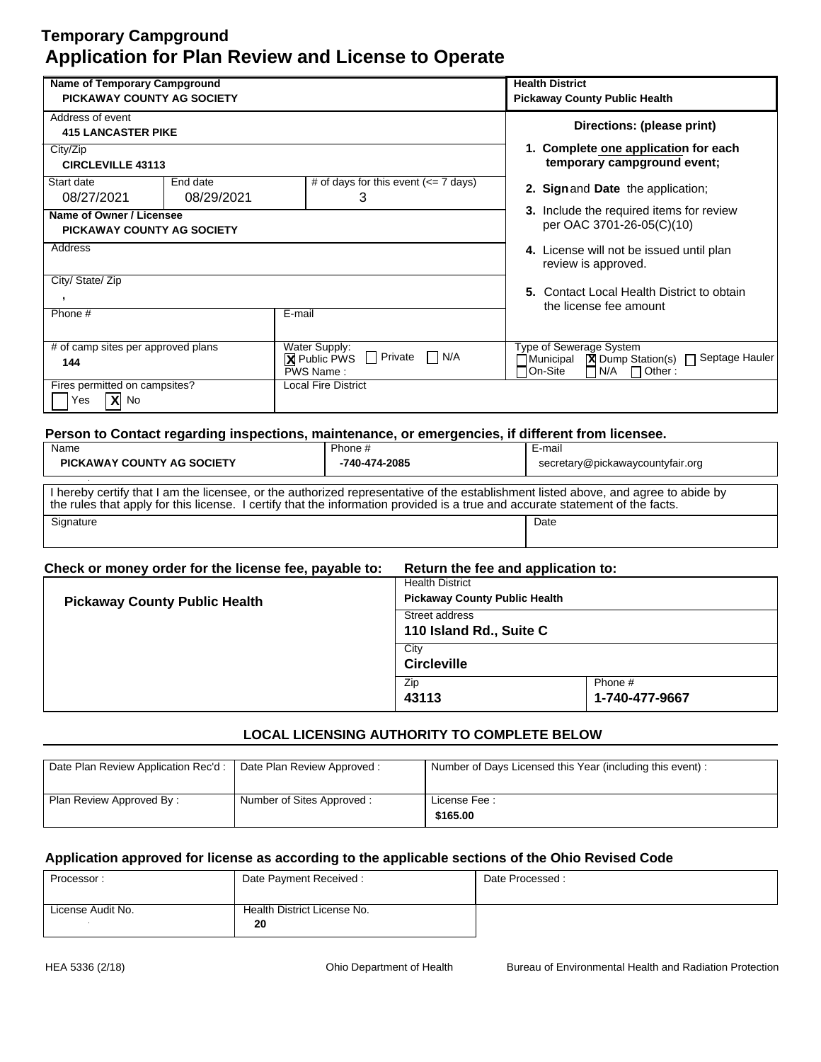# Temporary Campground
## Application for Plan Review and License to Operate

| Name of Temporary Campground<br>**PICKAWAY COUNTY AG SOCIETY** | | | Health District<br>**Pickaway County Public Health** |
|---|---|---|---|
| Address of event<br>**415 LANCASTER PIKE** | | | **Directions: (please print)** |
| City/Zip<br>**CIRCLEVILLE 43113** | | | **1. Complete one application for each temporary campground event;** |
| Start date<br>08/27/2021 | End date<br>08/29/2021 | # of days for this event (<= 7 days)<br>3 | **2. Sign** and **Date** the application; |
| **Name of Owner / Licensee**<br>**PICKAWAY COUNTY AG SOCIETY** | | | **3.** Include the required items for review per OAC 3701-26-05(C)(10) |
| Address | | | **4.** License will not be issued until plan review is approved. |
| City/ State/ Zip<br>, | | | **5.** Contact Local Health District to obtain the license fee amount |
| Phone # | E-mail | | |
| # of camp sites per approved plans<br>**144** | Water Supply: [X] Public PWS [ ] Private [ ] N/A<br>PWS Name : | | Type of Sewerage System<br>[ ] Municipal [X] Dump Station(s) [ ] Septage Hauler [ ] On-Site [ ] N/A [ ] Other : |
| Fires permitted on campsites?<br>[ ] Yes [X] No | Local Fire District | | |

**Person to Contact regarding inspections, maintenance, or emergencies, if different from licensee.**

| Name | Phone # | E-mail |
|---|---|---|
| **PICKAWAY COUNTY AG SOCIETY** | **-740-474-2085** | secretary@pickawaycountyfair.org |

I hereby certify that I am the licensee, or the authorized representative of the establishment listed above, and agree to abide by the rules that apply for this license. I certify that the information provided is a true and accurate statement of the facts.

| Signature | Date |
|---|---|
| | |

| Check or money order for the license fee, payable to: | Return the fee and application to: | |
|---|---|---|
| **Pickaway County Public Health** | Health District<br>**Pickaway County Public Health** | |
| | Street address<br>**110 Island Rd., Suite C** | |
| | City<br>**Circleville** | |
| | Zip<br>**43113** | Phone #<br>**1-740-477-9667** |

### LOCAL LICENSING AUTHORITY TO COMPLETE BELOW

| Date Plan Review Application Rec'd : | Date Plan Review Approved : | Number of Days Licensed this Year (including this event) : |
|---|---|---|
| Plan Review Approved By : | Number of Sites Approved : | License Fee :<br>**$165.00** |

**Application approved for license as according to the applicable sections of the Ohio Revised Code**

| Processor : | Date Payment Received : | Date Processed : |
|---|---|---|
| License Audit No. | Health District License No.<br>**20** | |

HEA 5336 (2/18) Ohio Department of Health Bureau of Environmental Health and Radiation Protection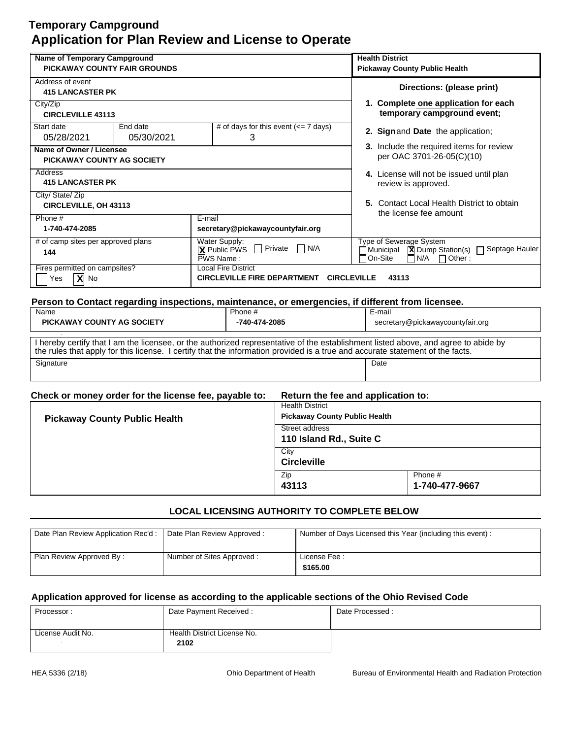# Temporary Campground

# Application for Plan Review and License to Operate

| Name of Temporary Campground | | | Health District |
|---|---|---|---|
| **PICKAWAY COUNTY FAIR GROUNDS** | | | **Pickaway County Public Health** |

| Field | Value |
|---|---|
| Address of event | **415 LANCASTER PK** |
| City/Zip | **CIRCLEVILLE 43113** |
| Start date | 05/28/2021 |
| End date | 05/30/2021 |
| # of days for this event (<= 7 days) | 3 |
| Name of Owner / Licensee | **PICKAWAY COUNTY AG SOCIETY** |
| Address | **415 LANCASTER PK** |
| City/ State/ Zip | **CIRCLEVILLE, OH 43113** |
| Phone # | **1-740-474-2085** |
| E-mail | **secretary@pickawaycountyfair.org** |
| # of camp sites per approved plans | **144** |
| Water Supply: | [X] Public PWS [ ] Private [ ] N/A<br>PWS Name : |
| Type of Sewerage System | [ ] Municipal [X] Dump Station(s) [ ] Septage Hauler [ ] On-Site [ ] N/A [ ] Other : |
| Fires permitted on campsites? | [ ] Yes [X] No |
| Local Fire District | **CIRCLEVILLE FIRE DEPARTMENT CIRCLEVILLE 43113** |

**Directions: (please print)**

1. **Complete one application for each temporary campground event;**
2. **Sign** and **Date** the application;
3. Include the required items for review per OAC 3701-26-05(C)(10)
4. License will not be issued until plan review is approved.
5. Contact Local Health District to obtain the license fee amount

**Person to Contact regarding inspections, maintenance, or emergencies, if different from licensee.**

| Name | Phone # | E-mail |
|---|---|---|
| **PICKAWAY COUNTY AG SOCIETY** | **-740-474-2085** | secretary@pickawaycountyfair.org |

I hereby certify that I am the licensee, or the authorized representative of the establishment listed above, and agree to abide by the rules that apply for this license. I certify that the information provided is a true and accurate statement of the facts.

| Signature | Date |
|---|---|
| | |

**Check or money order for the license fee, payable to:**

**Pickaway County Public Health**

**Return the fee and application to:**

| Field | Value |
|---|---|
| Health District | **Pickaway County Public Health** |
| Street address | **110 Island Rd., Suite C** |
| City | **Circleville** |
| Zip | **43113** |
| Phone # | **1-740-477-9667** |

## LOCAL LICENSING AUTHORITY TO COMPLETE BELOW

| Date Plan Review Application Rec'd : | Date Plan Review Approved : | Number of Days Licensed this Year (including this event) : |
|---|---|---|
| Plan Review Approved By : | Number of Sites Approved : | License Fee :<br>**$165.00** |

**Application approved for license as according to the applicable sections of the Ohio Revised Code**

| Processor : | Date Payment Received : | Date Processed : |
|---|---|---|
| License Audit No. | Health District License No.<br>**2102** | |

HEA 5336 (2/18) Ohio Department of Health Bureau of Environmental Health and Radiation Protection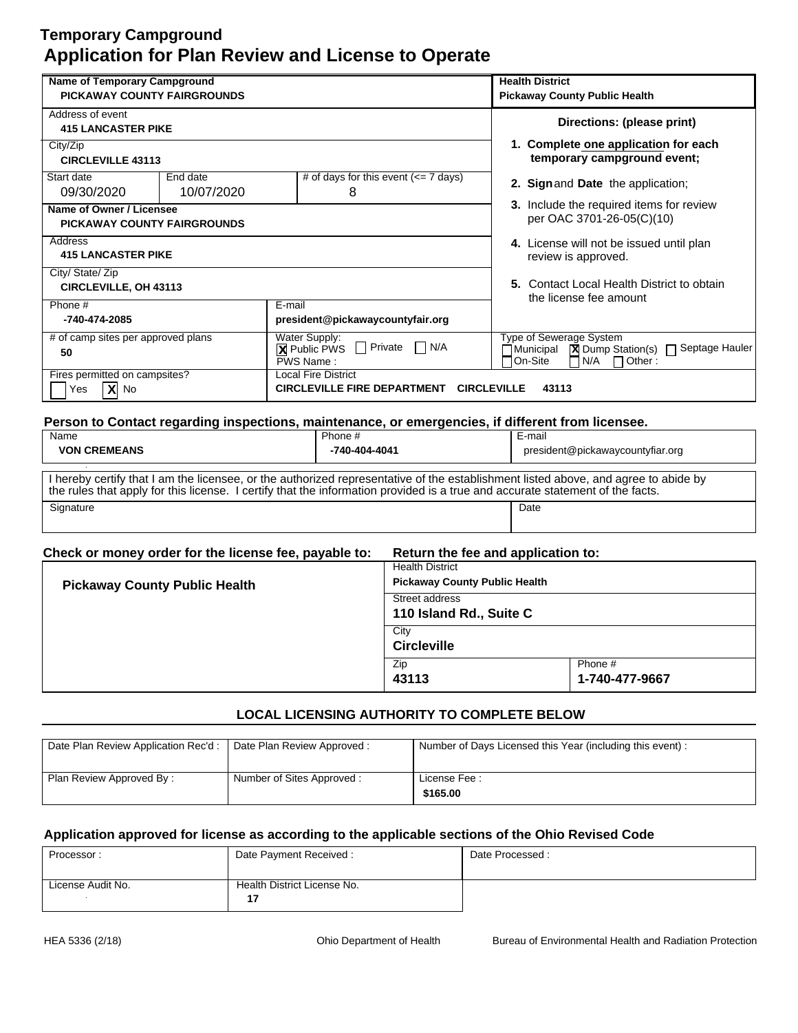# Temporary Campground
# Application for Plan Review and License to Operate

| Name of Temporary Campground | | | Health District |
|---|---|---|---|
| PICKAWAY COUNTY FAIRGROUNDS | | | Pickaway County Public Health |
| Address of event: 415 LANCASTER PIKE | | | **Directions: (please print)** |
| City/Zip: CIRCLEVILLE 43113 | | | 1. Complete one application for each temporary campground event; |
| Start date: 09/30/2020 | End date: 10/07/2020 | # of days for this event (<= 7 days): 8 | 2. Sign and Date the application; |
| Name of Owner / Licensee: PICKAWAY COUNTY FAIRGROUNDS | | | 3. Include the required items for review per OAC 3701-26-05(C)(10) |
| Address: 415 LANCASTER PIKE | | | 4. License will not be issued until plan review is approved. |
| City/ State/ Zip: CIRCLEVILLE, OH 43113 | | | 5. Contact Local Health District to obtain the license fee amount |
| Phone #: -740-474-2085 | | E-mail: president@pickawaycountyfair.org | |
| # of camp sites per approved plans: 50 | | Water Supply: [X] Public PWS [ ] Private [ ] N/A; PWS Name: | Type of Sewerage System: [ ] Municipal [X] Dump Station(s) [ ] Septage Hauler [ ] On-Site [ ] N/A [ ] Other: |
| Fires permitted on campsites? [ ] Yes [X] No | | Local Fire District: CIRCLEVILLE FIRE DEPARTMENT CIRCLEVILLE 43113 | |

**Person to Contact regarding inspections, maintenance, or emergencies, if different from licensee.**

| Name | Phone # | E-mail |
|---|---|---|
| VON CREMEANS | -740-404-4041 | president@pickawaycountyfiar.org |

I hereby certify that I am the licensee, or the authorized representative of the establishment listed above, and agree to abide by the rules that apply for this license. I certify that the information provided is a true and accurate statement of the facts.

| Signature | Date |
|---|---|
| | |

**Check or money order for the license fee, payable to:** Pickaway County Public Health

**Return the fee and application to:**

| Health District | |
|---|---|
| Pickaway County Public Health | |
| Street address: 110 Island Rd., Suite C | |
| City: Circleville | |
| Zip: 43113 | Phone #: 1-740-477-9667 |

**LOCAL LICENSING AUTHORITY TO COMPLETE BELOW**

| Date Plan Review Application Rec'd : | Date Plan Review Approved : | Number of Days Licensed this Year (including this event) : |
|---|---|---|
| Plan Review Approved By : | Number of Sites Approved : | License Fee : $165.00 |

**Application approved for license as according to the applicable sections of the Ohio Revised Code**

| Processor : | Date Payment Received : | Date Processed : |
|---|---|---|
| License Audit No. | Health District License No. 17 | |

HEA 5336 (2/18) Ohio Department of Health Bureau of Environmental Health and Radiation Protection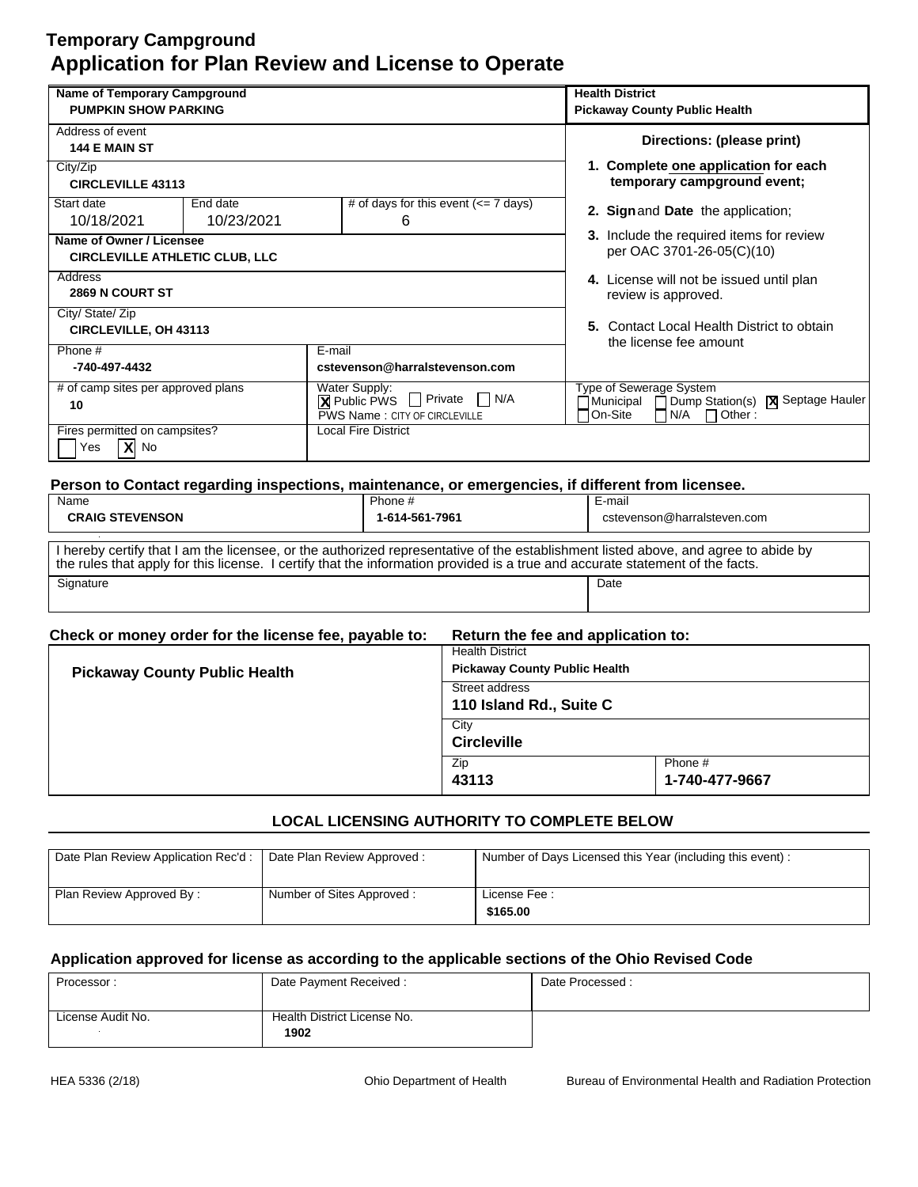# Temporary Campground
# Application for Plan Review and License to Operate

| Name of Temporary Campground<br>**PUMPKIN SHOW PARKING** | | | | **Health District**<br>**Pickaway County Public Health** |
|---|---|---|---|---|
| Address of event<br>**144 E MAIN ST** | | | | **Directions: (please print)** |
| City/Zip<br>**CIRCLEVILLE 43113** | | | | **1. Complete one application for each temporary campground event;** |
| Start date<br>10/18/2021 | End date<br>10/23/2021 | | # of days for this event (<= 7 days)<br>6 | **2. Sign** and **Date** the application; |
| **Name of Owner / Licensee**<br>**CIRCLEVILLE ATHLETIC CLUB, LLC** | | | | **3.** Include the required items for review per OAC 3701-26-05(C)(10) |
| Address<br>**2869 N COURT ST** | | | | **4.** License will not be issued until plan review is approved. |
| City/ State/ Zip<br>**CIRCLEVILLE, OH 43113** | | | | **5.** Contact Local Health District to obtain the license fee amount |
| Phone #<br>**-740-497-4432** | | E-mail<br>**cstevenson@harralstevenson.com** | | |
| # of camp sites per approved plans<br>**10** | | Water Supply:<br>[X] Public PWS [ ] Private [ ] N/A<br>PWS Name : CITY OF CIRCLEVILLE | | Type of Sewerage System<br>[ ] Municipal [ ] Dump Station(s) [X] Septage Hauler<br>[ ] On-Site [ ] N/A [ ] Other : |
| Fires permitted on campsites?<br>[ ] Yes [X] No | | Local Fire District | | |

**Person to Contact regarding inspections, maintenance, or emergencies, if different from licensee.**

| Name | Phone # | E-mail |
|---|---|---|
| **CRAIG STEVENSON** | **1-614-561-7961** | cstevenson@harralsteven.com |

I hereby certify that I am the licensee, or the authorized representative of the establishment listed above, and agree to abide by the rules that apply for this license. I certify that the information provided is a true and accurate statement of the facts.

| Signature | Date |
|---|---|
| | |

**Check or money order for the license fee, payable to:** **Pickaway County Public Health**

**Return the fee and application to:**

| Health District<br>**Pickaway County Public Health** | |
|---|---|
| Street address<br>**110 Island Rd., Suite C** | |
| City<br>**Circleville** | |
| Zip<br>**43113** | Phone #<br>**1-740-477-9667** |

**LOCAL LICENSING AUTHORITY TO COMPLETE BELOW**

| Date Plan Review Application Rec'd : | Date Plan Review Approved : | Number of Days Licensed this Year (including this event) : |
|---|---|---|
| Plan Review Approved By : | Number of Sites Approved : | License Fee :<br>**$165.00** |

**Application approved for license as according to the applicable sections of the Ohio Revised Code**

| Processor : | Date Payment Received : | Date Processed : |
|---|---|---|
| License Audit No. | Health District License No.<br>**1902** | |

HEA 5336 (2/18) Ohio Department of Health Bureau of Environmental Health and Radiation Protection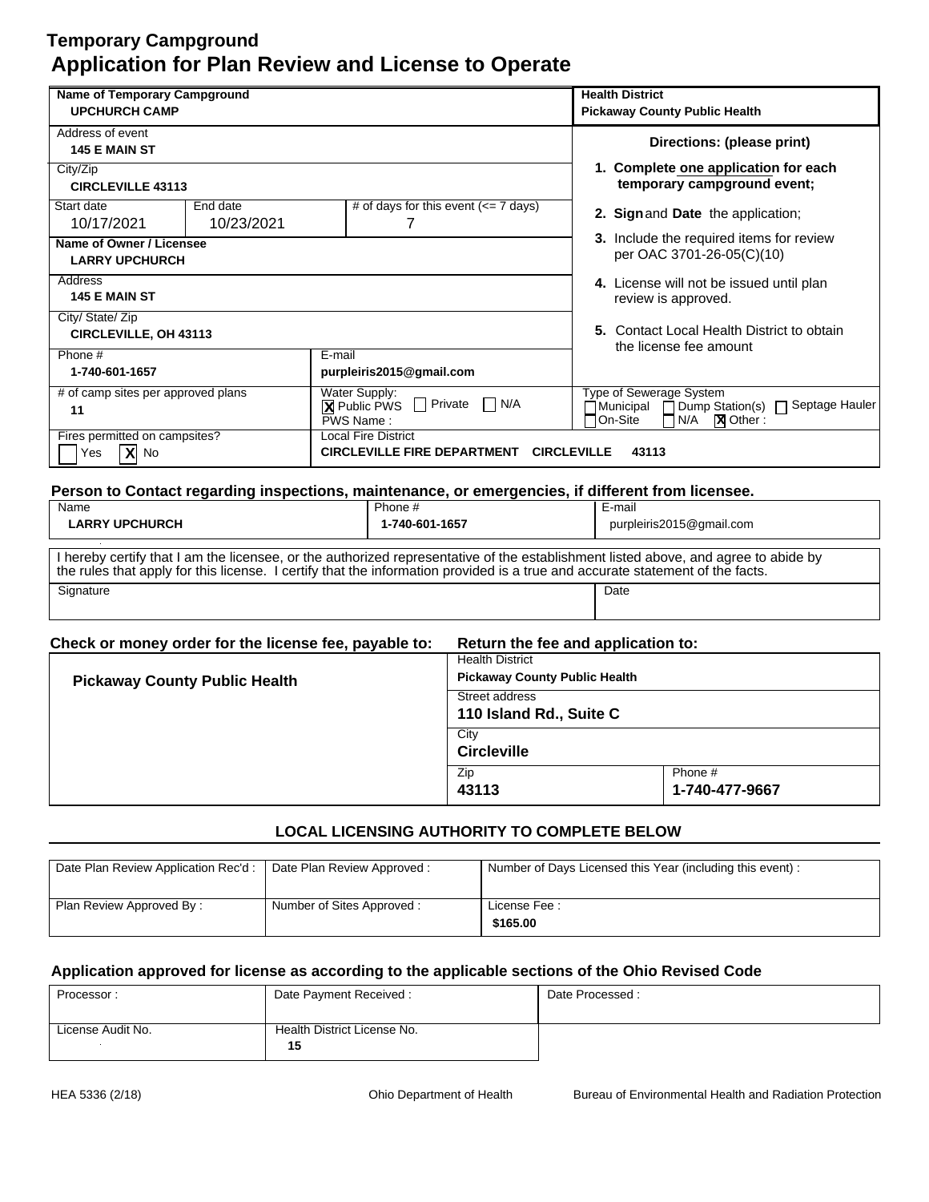# Temporary Campground
## Application for Plan Review and License to Operate

| Name of Temporary Campground | | | Health District |
|---|---|---|---|
| **UPCHURCH CAMP** | | | **Pickaway County Public Health** |
| Address of event **145 E MAIN ST** | | | **Directions: (please print)** |
| City/Zip **CIRCLEVILLE 43113** | | | 1. **Complete one application for each temporary campground event;** |
| Start date 10/17/2021 | End date 10/23/2021 | # of days for this event (<= 7 days) 7 | 2. **Sign** and **Date** the application; |
| **Name of Owner / Licensee** **LARRY UPCHURCH** | | | 3. Include the required items for review per OAC 3701-26-05(C)(10) |
| Address **145 E MAIN ST** | | | 4. License will not be issued until plan review is approved. |
| City/ State/ Zip **CIRCLEVILLE, OH 43113** | | | 5. Contact Local Health District to obtain the license fee amount |
| Phone # **1-740-601-1657** | E-mail **purpleiris2015@gmail.com** | | |
| # of camp sites per approved plans **11** | Water Supply: [X] Public PWS [ ] Private [ ] N/A PWS Name : | | Type of Sewerage System [ ] Municipal [ ] Dump Station(s) [ ] Septage Hauler [ ] On-Site [ ] N/A [X] Other : |
| Fires permitted on campsites? [ ] Yes [X] No | Local Fire District **CIRCLEVILLE FIRE DEPARTMENT CIRCLEVILLE 43113** | | |

**Person to Contact regarding inspections, maintenance, or emergencies, if different from licensee.**

| Name | Phone # | E-mail |
|---|---|---|
| **LARRY UPCHURCH** | **1-740-601-1657** | purpleiris2015@gmail.com |

I hereby certify that I am the licensee, or the authorized representative of the establishment listed above, and agree to abide by the rules that apply for this license. I certify that the information provided is a true and accurate statement of the facts.

| Signature | Date |
|---|---|
| | |

| Check or money order for the license fee, payable to: | Return the fee and application to: | |
|---|---|---|
| **Pickaway County Public Health** | Health District **Pickaway County Public Health** | |
| | Street address **110 Island Rd., Suite C** | |
| | City **Circleville** | |
| | Zip **43113** | Phone # **1-740-477-9667** |

### LOCAL LICENSING AUTHORITY TO COMPLETE BELOW

| Date Plan Review Application Rec'd : | Date Plan Review Approved : | Number of Days Licensed this Year (including this event) : |
|---|---|---|
| Plan Review Approved By : | Number of Sites Approved : | License Fee : **$165.00** |

**Application approved for license as according to the applicable sections of the Ohio Revised Code**

| Processor : | Date Payment Received : | Date Processed : |
|---|---|---|
| License Audit No. | Health District License No. **15** | |

HEA 5336 (2/18) Ohio Department of Health Bureau of Environmental Health and Radiation Protection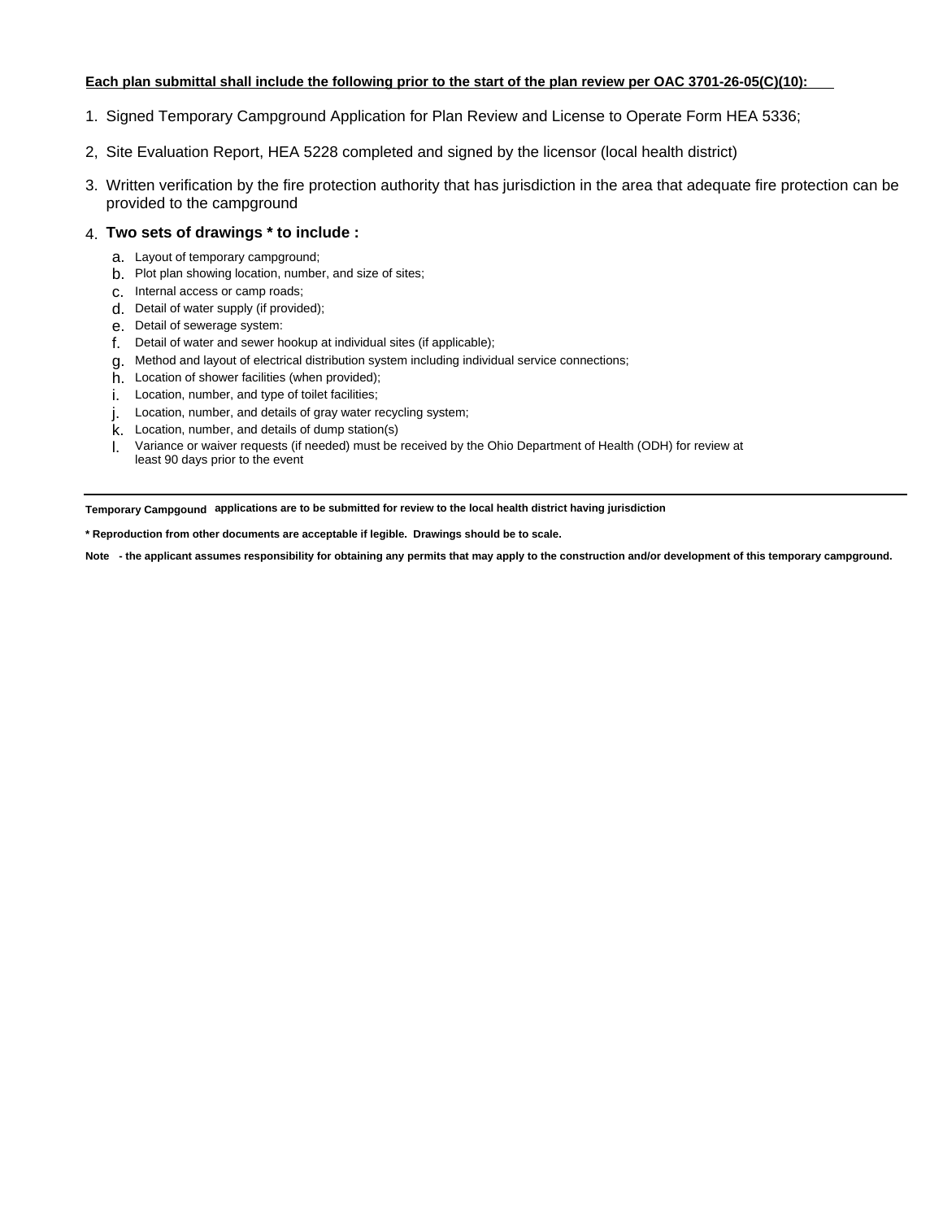**Each plan submittal shall include the following prior to the start of the plan review per OAC 3701-26-05(C)(10):**

1. Signed Temporary Campground Application for Plan Review and License to Operate Form HEA 5336;

2, Site Evaluation Report, HEA 5228 completed and signed by the licensor (local health district)

3. Written verification by the fire protection authority that has jurisdiction in the area that adequate fire protection can be provided to the campground

4. **Two sets of drawings * to include :**

   a. Layout of temporary campground;
   b. Plot plan showing location, number, and size of sites;
   c. Internal access or camp roads;
   d. Detail of water supply (if provided);
   e. Detail of sewerage system:
   f. Detail of water and sewer hookup at individual sites (if applicable);
   g. Method and layout of electrical distribution system including individual service connections;
   h. Location of shower facilities (when provided);
   i. Location, number, and type of toilet facilities;
   j. Location, number, and details of gray water recycling system;
   k. Location, number, and details of dump station(s)
   l. Variance or waiver requests (if needed) must be received by the Ohio Department of Health (ODH) for review at least 90 days prior to the event

---

**Temporary Campgound applications are to be submitted for review to the local health district having jurisdiction**

*** Reproduction from other documents are acceptable if legible. Drawings should be to scale.**

**Note - the applicant assumes responsibility for obtaining any permits that may apply to the construction and/or development of this temporary campground.**